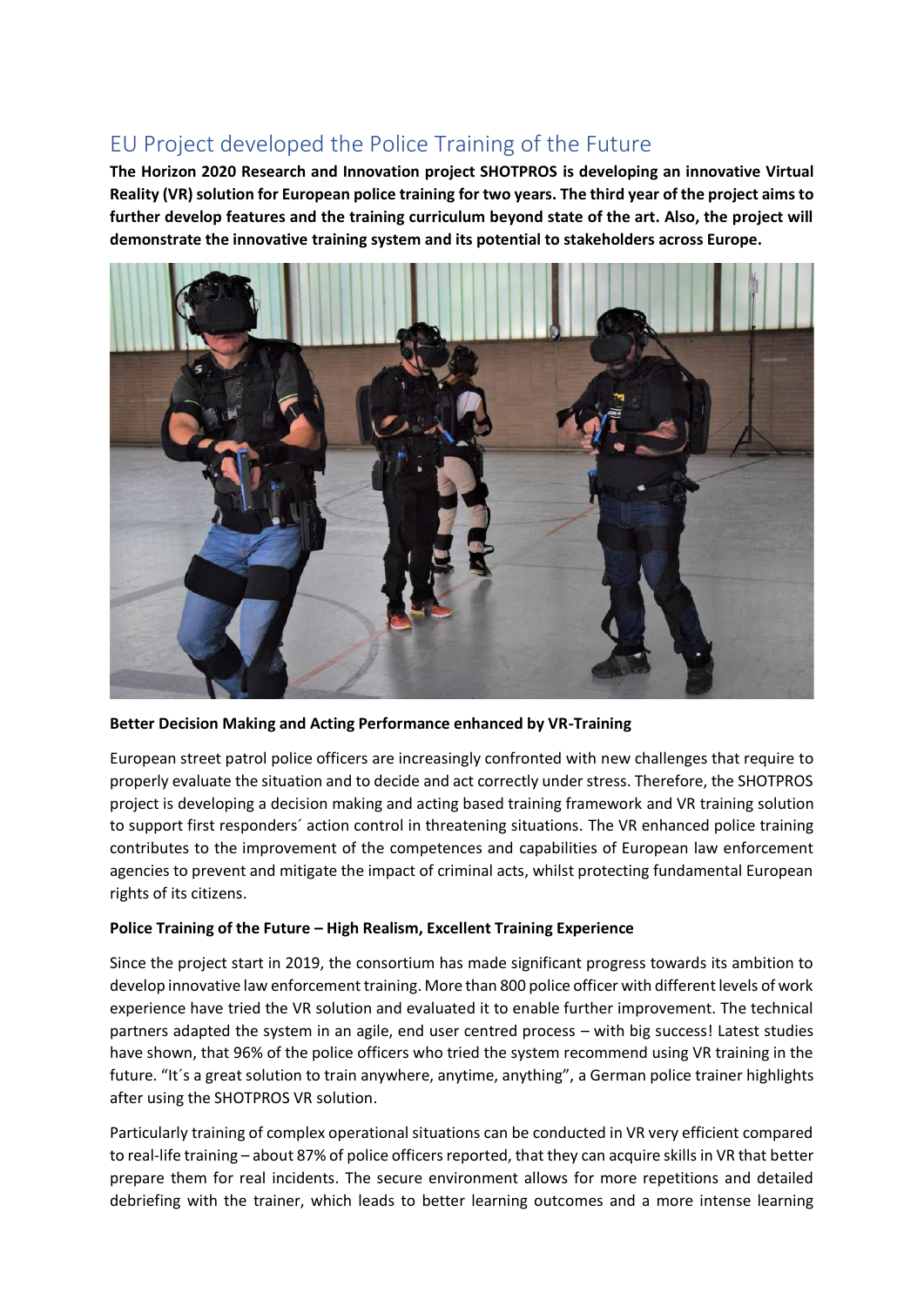# EU Project developed the Police Training of the Future

**The Horizon 2020 Research and Innovation project SHOTPROS is developing an innovative Virtual Reality (VR) solution for European police training for two years. The third year of the project aims to further develop features and the training curriculum beyond state of the art. Also, the project will demonstrate the innovative training system and its potential to stakeholders across Europe.**

**Better Decision Making and Acting Performance enhanced by VR-Training**

European street patrol police officers are increasingly confronted with new challenges that require to properly evaluate the situation and to decide and act correctly under stress. Therefore, the SHOTPROS project is developing a decision making and acting based training framework and VR training solution to support first responders´ action control in threatening situations. The VR enhanced police training contributes to the improvement of the competences and capabilities of European law enforcement agencies to prevent and mitigate the impact of criminal acts, whilst protecting fundamental European rights of its citizens.

**Police Training of the Future – High Realism, Excellent Training Experience**

Since the project start in 2019, the consortium has made significant progress towards its ambition to develop innovative law enforcement training. More than 800 police officer with different levels of work experience have tried the VR solution and evaluated it to enable further improvement. The technical partners adapted the system in an agile, end user centred process – with big success! Latest studies have shown, that 96% of the police officers who tried the system recommend using VR training in the future. "It´s a great solution to train anywhere, anytime, anything", a German police trainer highlights after using the SHOTPROS VR solution.

Particularly training of complex operational situations can be conducted in VR very efficient compared to real-life training – about 87% of police officers reported, that they can acquire skills in VR that better prepare them for real incidents. The secure environment allows for more repetitions and detailed debriefing with the trainer, which leads to better learning outcomes and a more intense learning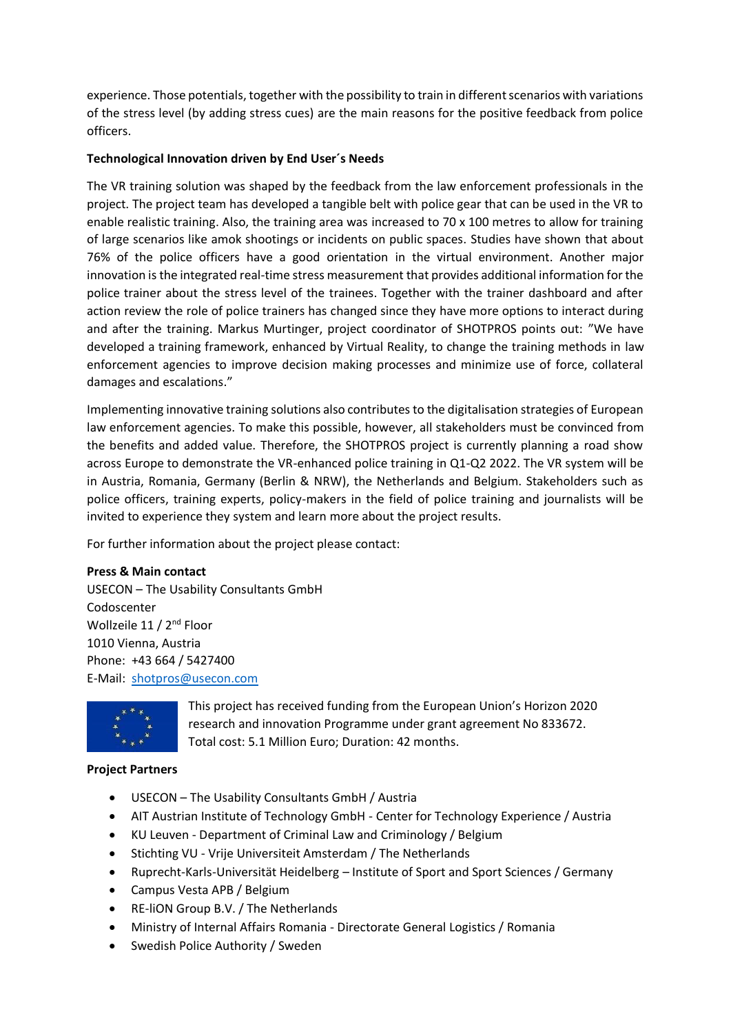experience. Those potentials, together with the possibility to train in different scenarios with variations of the stress level (by adding stress cues) are the main reasons for the positive feedback from police officers.

**Technological Innovation driven by End User´s Needs**

The VR training solution was shaped by the feedback from the law enforcement professionals in the project. The project team has developed a tangible belt with police gear that can be used in the VR to enable realistic training. Also, the training area was increased to 70 x 100 metres to allow for training of large scenarios like amok shootings or incidents on public spaces. Studies have shown that about 76% of the police officers have a good orientation in the virtual environment. Another major innovation is the integrated real-time stress measurement that provides additional information for the police trainer about the stress level of the trainees. Together with the trainer dashboard and after action review the role of police trainers has changed since they have more options to interact during and after the training. Markus Murtinger, project coordinator of SHOTPROS points out: "We have developed a training framework, enhanced by Virtual Reality, to change the training methods in law enforcement agencies to improve decision making processes and minimize use of force, collateral damages and escalations."

Implementing innovative training solutions also contributes to the digitalisation strategies of European law enforcement agencies. To make this possible, however, all stakeholders must be convinced from the benefits and added value. Therefore, the SHOTPROS project is currently planning a road show across Europe to demonstrate the VR-enhanced police training in Q1-Q2 2022. The VR system will be in Austria, Romania, Germany (Berlin & NRW), the Netherlands and Belgium. Stakeholders such as police officers, training experts, policy-makers in the field of police training and journalists will be invited to experience they system and learn more about the project results.

For further information about the project please contact:

**Press & Main contact**
USECON – The Usability Consultants GmbH
Codoscenter
Wollzeile 11 / 2nd Floor
1010 Vienna, Austria
Phone: +43 664 / 5427400
E-Mail: shotpros@usecon.com

This project has received funding from the European Union's Horizon 2020 research and innovation Programme under grant agreement No 833672. Total cost: 5.1 Million Euro; Duration: 42 months.

**Project Partners**

- USECON – The Usability Consultants GmbH / Austria
- AIT Austrian Institute of Technology GmbH - Center for Technology Experience / Austria
- KU Leuven - Department of Criminal Law and Criminology / Belgium
- Stichting VU - Vrije Universiteit Amsterdam / The Netherlands
- Ruprecht-Karls-Universität Heidelberg – Institute of Sport and Sport Sciences / Germany
- Campus Vesta APB / Belgium
- RE-liON Group B.V. / The Netherlands
- Ministry of Internal Affairs Romania - Directorate General Logistics / Romania
- Swedish Police Authority / Sweden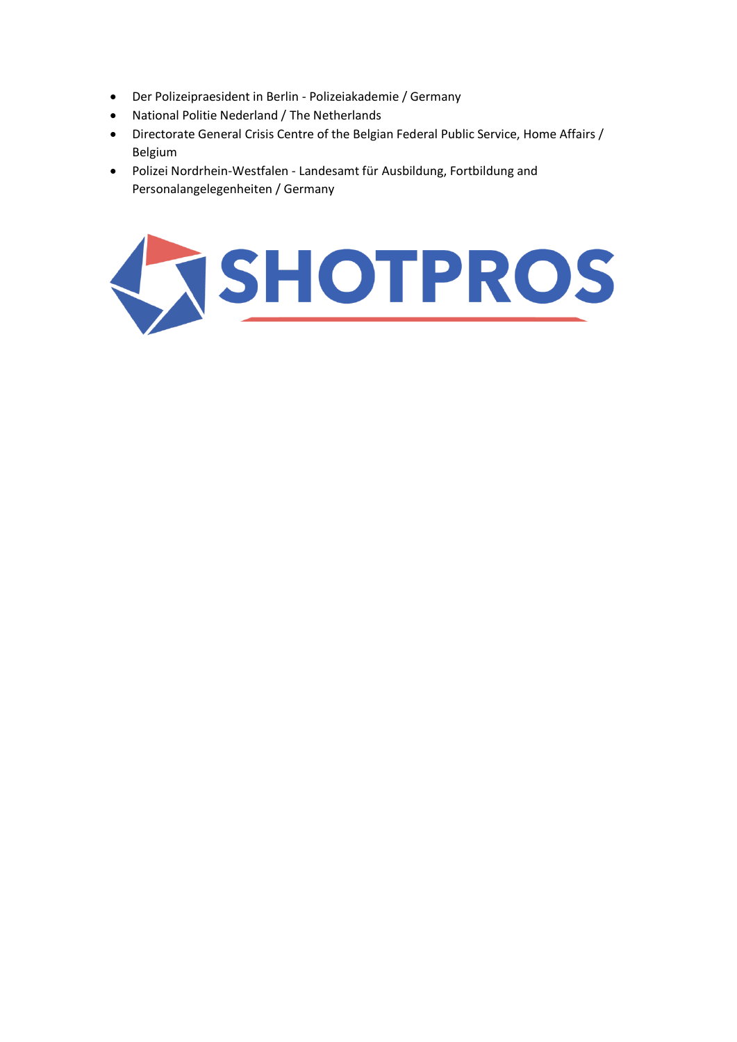- Der Polizeipraesident in Berlin - Polizeiakademie / Germany
- National Politie Nederland / The Netherlands
- Directorate General Crisis Centre of the Belgian Federal Public Service, Home Affairs / Belgium
- Polizei Nordrhein-Westfalen - Landesamt für Ausbildung, Fortbildung and Personalangelegenheiten / Germany

SHOTPROS